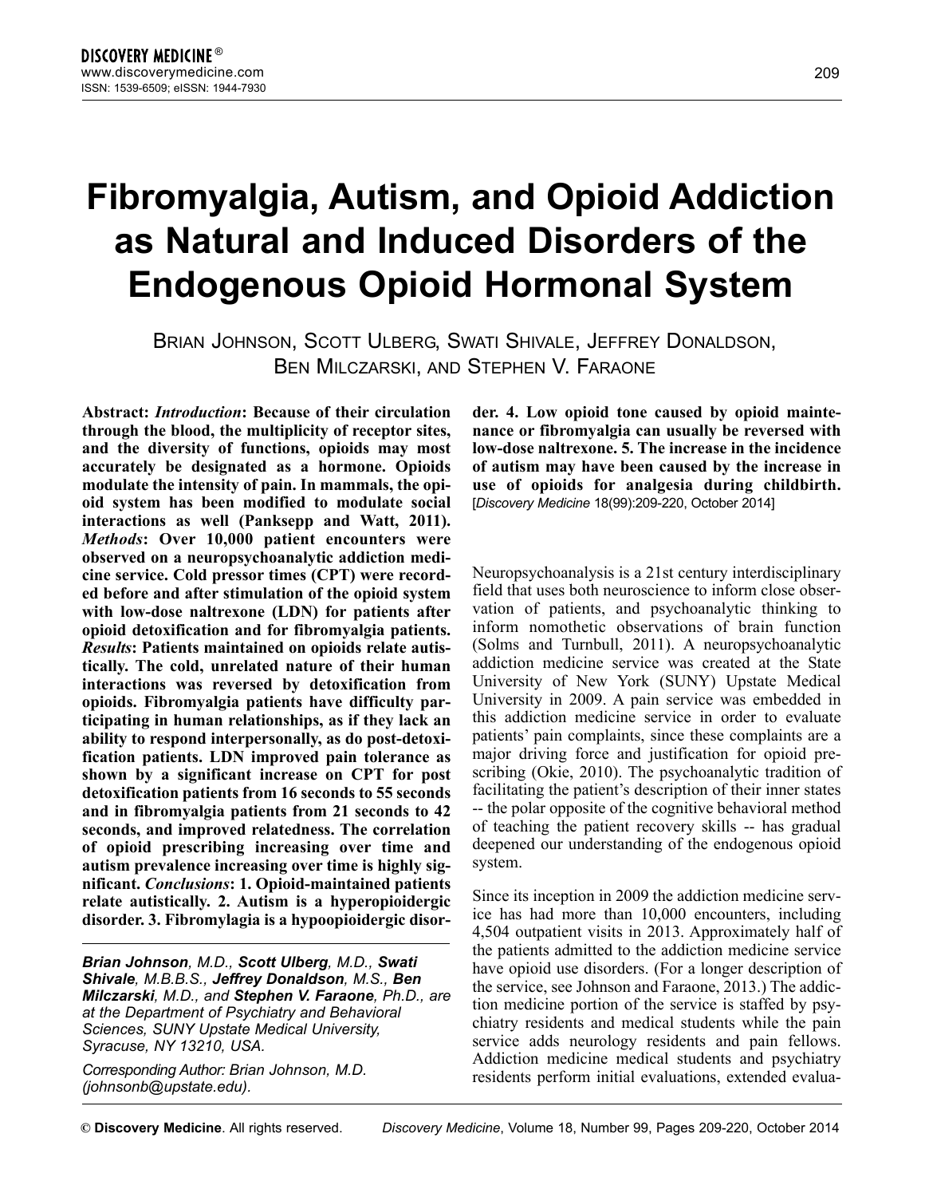# Fibromyalgia, Autism, and Opioid Addiction as Natural and Induced Disorders of the Endogenous Opioid Hormonal System

BRIAN JOHNSON, SCOTT ULBERG, SWATI SHIVALE, JEFFREY DONALDSON, BEN MILCZARSKI, AND STEPHEN V. FARAONE

**Abstract:** ***Introduction*****: Because of their circulation through the blood, the multiplicity of receptor sites, and the diversity of functions, opioids may most accurately be designated as a hormone. Opioids modulate the intensity of pain. In mammals, the opioid system has been modified to modulate social interactions as well (Panksepp and Watt, 2011).** ***Methods*****: Over 10,000 patient encounters were observed on a neuropsychoanalytic addiction medicine service. Cold pressor times (CPT) were recorded before and after stimulation of the opioid system with low-dose naltrexone (LDN) for patients after opioid detoxification and for fibromyalgia patients.** ***Results*****: Patients maintained on opioids relate autistically. The cold, unrelated nature of their human interactions was reversed by detoxification from opioids. Fibromyalgia patients have difficulty participating in human relationships, as if they lack an ability to respond interpersonally, as do post-detoxification patients. LDN improved pain tolerance as shown by a significant increase on CPT for post detoxification patients from 16 seconds to 55 seconds and in fibromyalgia patients from 21 seconds to 42 seconds, and improved relatedness. The correlation of opioid prescribing increasing over time and autism prevalence increasing over time is highly significant.** ***Conclusions*****: 1. Opioid-maintained patients relate autistically. 2. Autism is a hyperopioidergic disorder. 3. Fibromylagia is a hypoopioidergic disorder. 4. Low opioid tone caused by opioid maintenance or fibromyalgia can usually be reversed with low-dose naltrexone. 5. The increase in the incidence of autism may have been caused by the increase in use of opioids for analgesia during childbirth.** [*Discovery Medicine* 18(99):209-220, October 2014]

***Brian Johnson**, M.D., **Scott Ulberg**, M.D., **Swati Shivale**, M.B.B.S., **Jeffrey Donaldson**, M.S., **Ben Milczarski**, M.D., and **Stephen V. Faraone**, Ph.D., are at the Department of Psychiatry and Behavioral Sciences, SUNY Upstate Medical University, Syracuse, NY 13210, USA.*

*Corresponding Author: Brian Johnson, M.D. (johnsonb@upstate.edu).*

Neuropsychoanalysis is a 21st century interdisciplinary field that uses both neuroscience to inform close observation of patients, and psychoanalytic thinking to inform nomothetic observations of brain function (Solms and Turnbull, 2011). A neuropsychoanalytic addiction medicine service was created at the State University of New York (SUNY) Upstate Medical University in 2009. A pain service was embedded in this addiction medicine service in order to evaluate patients' pain complaints, since these complaints are a major driving force and justification for opioid prescribing (Okie, 2010). The psychoanalytic tradition of facilitating the patient's description of their inner states -- the polar opposite of the cognitive behavioral method of teaching the patient recovery skills -- has gradual deepened our understanding of the endogenous opioid system.

Since its inception in 2009 the addiction medicine service has had more than 10,000 encounters, including 4,504 outpatient visits in 2013. Approximately half of the patients admitted to the addiction medicine service have opioid use disorders. (For a longer description of the service, see Johnson and Faraone, 2013.) The addiction medicine portion of the service is staffed by psychiatry residents and medical students while the pain service adds neurology residents and pain fellows. Addiction medicine medical students and psychiatry residents perform initial evaluations, extended evalua-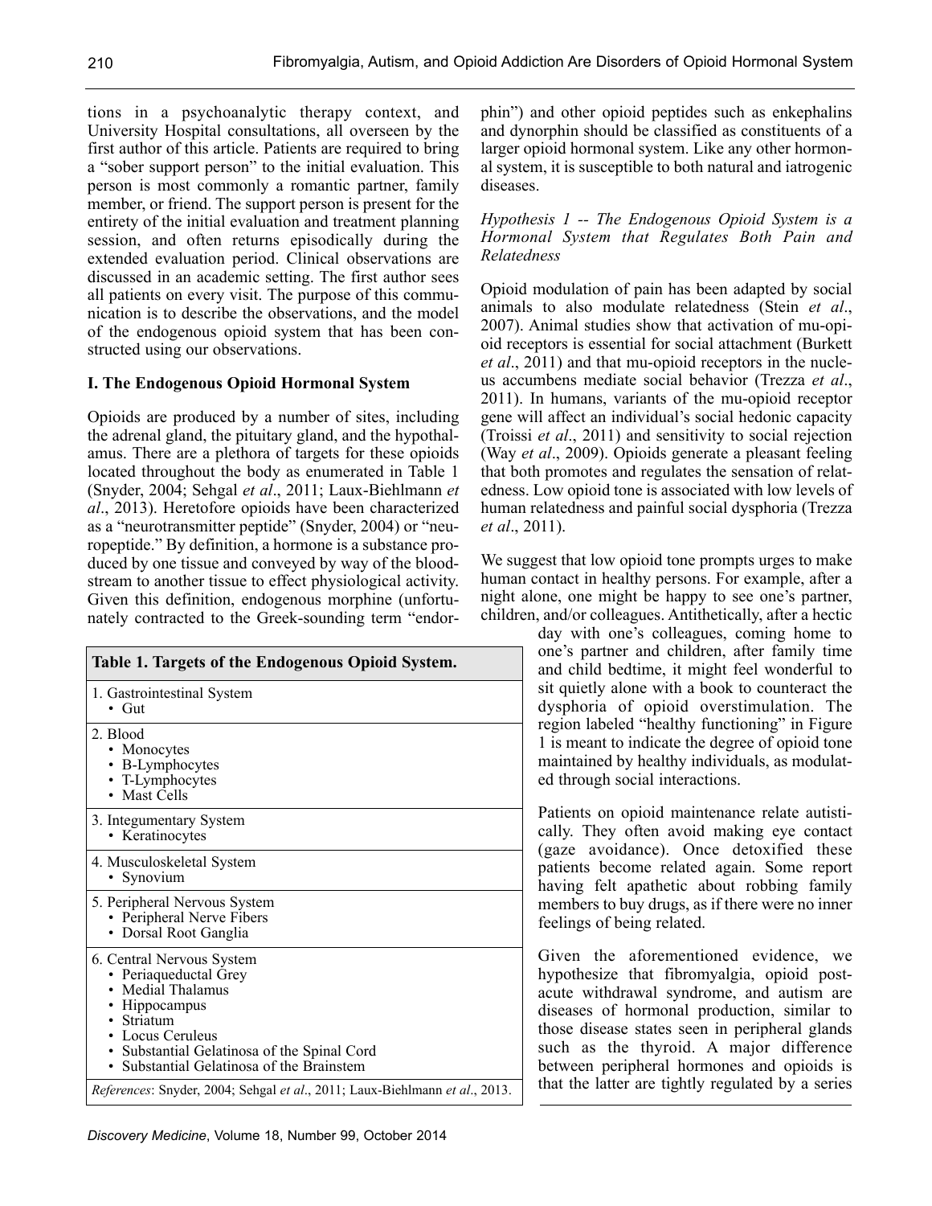tions in a psychoanalytic therapy context, and University Hospital consultations, all overseen by the first author of this article. Patients are required to bring a "sober support person" to the initial evaluation. This person is most commonly a romantic partner, family member, or friend. The support person is present for the entirety of the initial evaluation and treatment planning session, and often returns episodically during the extended evaluation period. Clinical observations are discussed in an academic setting. The first author sees all patients on every visit. The purpose of this communication is to describe the observations, and the model of the endogenous opioid system that has been constructed using our observations.

## I. The Endogenous Opioid Hormonal System

Opioids are produced by a number of sites, including the adrenal gland, the pituitary gland, and the hypothalamus. There are a plethora of targets for these opioids located throughout the body as enumerated in Table 1 (Snyder, 2004; Sehgal *et al*., 2011; Laux-Biehlmann *et al*., 2013). Heretofore opioids have been characterized as a "neurotransmitter peptide" (Snyder, 2004) or "neuropeptide." By definition, a hormone is a substance produced by one tissue and conveyed by way of the bloodstream to another tissue to effect physiological activity. Given this definition, endogenous morphine (unfortunately contracted to the Greek-sounding term "endorphin") and other opioid peptides such as enkephalins and dynorphin should be classified as constituents of a larger opioid hormonal system. Like any other hormonal system, it is susceptible to both natural and iatrogenic diseases.

*Hypothesis 1 -- The Endogenous Opioid System is a Hormonal System that Regulates Both Pain and Relatedness*

Opioid modulation of pain has been adapted by social animals to also modulate relatedness (Stein *et al*., 2007). Animal studies show that activation of mu-opioid receptors is essential for social attachment (Burkett *et al*., 2011) and that mu-opioid receptors in the nucleus accumbens mediate social behavior (Trezza *et al*., 2011). In humans, variants of the mu-opioid receptor gene will affect an individual's social hedonic capacity (Troissi *et al*., 2011) and sensitivity to social rejection (Way *et al*., 2009). Opioids generate a pleasant feeling that both promotes and regulates the sensation of relatedness. Low opioid tone is associated with low levels of human relatedness and painful social dysphoria (Trezza *et al*., 2011).

We suggest that low opioid tone prompts urges to make human contact in healthy persons. For example, after a night alone, one might be happy to see one's partner, children, and/or colleagues. Antithetically, after a hectic day with one's colleagues, coming home to one's partner and children, after family time and child bedtime, it might feel wonderful to sit quietly alone with a book to counteract the dysphoria of opioid overstimulation. The region labeled "healthy functioning" in Figure 1 is meant to indicate the degree of opioid tone maintained by healthy individuals, as modulated through social interactions.

Patients on opioid maintenance relate autistically. They often avoid making eye contact (gaze avoidance). Once detoxified these patients become related again. Some report having felt apathetic about robbing family members to buy drugs, as if there were no inner feelings of being related.

Given the aforementioned evidence, we hypothesize that fibromyalgia, opioid post-acute withdrawal syndrome, and autism are diseases of hormonal production, similar to those disease states seen in peripheral glands such as the thyroid. A major difference between peripheral hormones and opioids is that the latter are tightly regulated by a series

**Table 1. Targets of the Endogenous Opioid System.**

| |
|---|
| 1. Gastrointestinal System<br>• Gut |
| 2. Blood<br>• Monocytes<br>• B-Lymphocytes<br>• T-Lymphocytes<br>• Mast Cells |
| 3. Integumentary System<br>• Keratinocytes |
| 4. Musculoskeletal System<br>• Synovium |
| 5. Peripheral Nervous System<br>• Peripheral Nerve Fibers<br>• Dorsal Root Ganglia |
| 6. Central Nervous System<br>• Periaqueductal Grey<br>• Medial Thalamus<br>• Hippocampus<br>• Striatum<br>• Locus Ceruleus<br>• Substantial Gelatinosa of the Spinal Cord<br>• Substantial Gelatinosa of the Brainstem |

*References*: Snyder, 2004; Sehgal *et al*., 2011; Laux-Biehlmann *et al*., 2013.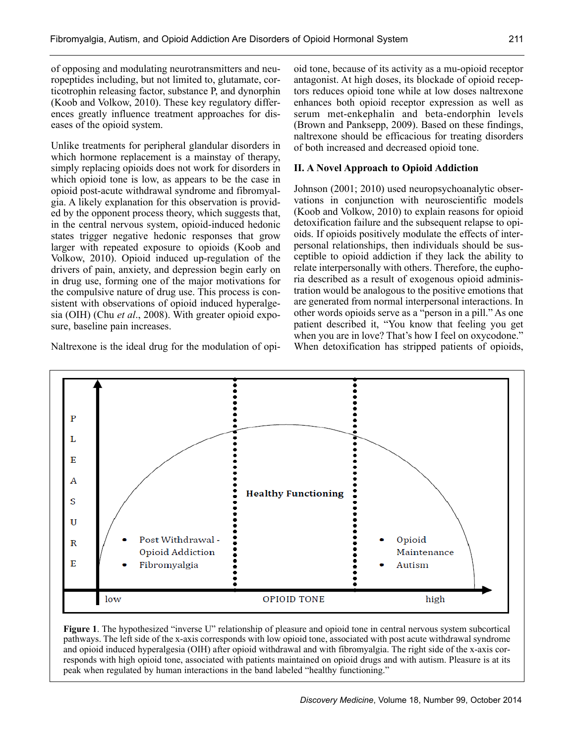of opposing and modulating neurotransmitters and neuropeptides including, but not limited to, glutamate, corticotrophin releasing factor, substance P, and dynorphin (Koob and Volkow, 2010). These key regulatory differences greatly influence treatment approaches for diseases of the opioid system.

Unlike treatments for peripheral glandular disorders in which hormone replacement is a mainstay of therapy, simply replacing opioids does not work for disorders in which opioid tone is low, as appears to be the case in opioid post-acute withdrawal syndrome and fibromyalgia. A likely explanation for this observation is provided by the opponent process theory, which suggests that, in the central nervous system, opioid-induced hedonic states trigger negative hedonic responses that grow larger with repeated exposure to opioids (Koob and Volkow, 2010). Opioid induced up-regulation of the drivers of pain, anxiety, and depression begin early on in drug use, forming one of the major motivations for the compulsive nature of drug use. This process is consistent with observations of opioid induced hyperalgesia (OIH) (Chu *et al*., 2008). With greater opioid exposure, baseline pain increases.

Naltrexone is the ideal drug for the modulation of opioid tone, because of its activity as a mu-opioid receptor antagonist. At high doses, its blockade of opioid receptors reduces opioid tone while at low doses naltrexone enhances both opioid receptor expression as well as serum met-enkephalin and beta-endorphin levels (Brown and Panksepp, 2009). Based on these findings, naltrexone should be efficacious for treating disorders of both increased and decreased opioid tone.

## II. A Novel Approach to Opioid Addiction

Johnson (2001; 2010) used neuropsychoanalytic observations in conjunction with neuroscientific models (Koob and Volkow, 2010) to explain reasons for opioid detoxification failure and the subsequent relapse to opioids. If opioids positively modulate the effects of interpersonal relationships, then individuals should be susceptible to opioid addiction if they lack the ability to relate interpersonally with others. Therefore, the euphoria described as a result of exogenous opioid administration would be analogous to the positive emotions that are generated from normal interpersonal interactions. In other words opioids serve as a "person in a pill." As one patient described it, "You know that feeling you get when you are in love? That's how I feel on oxycodone." When detoxification has stripped patients of opioids,

PLEASURE

Healthy Functioning

- Post Withdrawal - Opioid Addiction
- Fibromyalgia

- Opioid Maintenance
- Autism

low

OPIOID TONE

high

**Figure 1**. The hypothesized "inverse U" relationship of pleasure and opioid tone in central nervous system subcortical pathways. The left side of the x-axis corresponds with low opioid tone, associated with post acute withdrawal syndrome and opioid induced hyperalgesia (OIH) after opioid withdrawal and with fibromyalgia. The right side of the x-axis corresponds with high opioid tone, associated with patients maintained on opioid drugs and with autism. Pleasure is at its peak when regulated by human interactions in the band labeled "healthy functioning."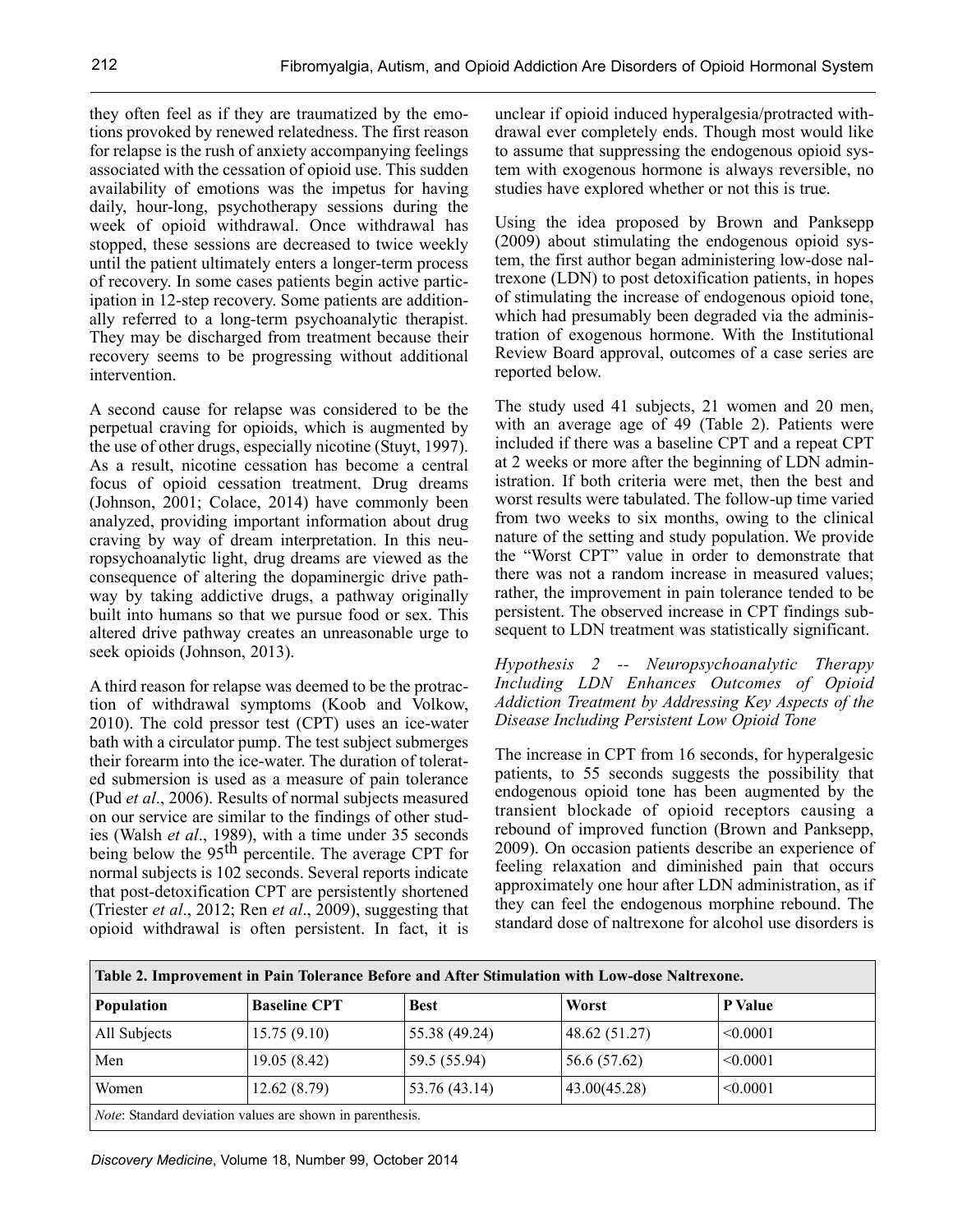they often feel as if they are traumatized by the emotions provoked by renewed relatedness. The first reason for relapse is the rush of anxiety accompanying feelings associated with the cessation of opioid use. This sudden availability of emotions was the impetus for having daily, hour-long, psychotherapy sessions during the week of opioid withdrawal. Once withdrawal has stopped, these sessions are decreased to twice weekly until the patient ultimately enters a longer-term process of recovery. In some cases patients begin active participation in 12-step recovery. Some patients are additionally referred to a long-term psychoanalytic therapist. They may be discharged from treatment because their recovery seems to be progressing without additional intervention.

A second cause for relapse was considered to be the perpetual craving for opioids, which is augmented by the use of other drugs, especially nicotine (Stuyt, 1997). As a result, nicotine cessation has become a central focus of opioid cessation treatment. Drug dreams (Johnson, 2001; Colace, 2014) have commonly been analyzed, providing important information about drug craving by way of dream interpretation. In this neuropsychoanalytic light, drug dreams are viewed as the consequence of altering the dopaminergic drive pathway by taking addictive drugs, a pathway originally built into humans so that we pursue food or sex. This altered drive pathway creates an unreasonable urge to seek opioids (Johnson, 2013).

A third reason for relapse was deemed to be the protraction of withdrawal symptoms (Koob and Volkow, 2010). The cold pressor test (CPT) uses an ice-water bath with a circulator pump. The test subject submerges their forearm into the ice-water. The duration of tolerated submersion is used as a measure of pain tolerance (Pud *et al*., 2006). Results of normal subjects measured on our service are similar to the findings of other studies (Walsh *et al*., 1989), with a time under 35 seconds being below the 95$^{th}$ percentile. The average CPT for normal subjects is 102 seconds. Several reports indicate that post-detoxification CPT are persistently shortened (Triester *et al*., 2012; Ren *et al*., 2009), suggesting that opioid withdrawal is often persistent. In fact, it is unclear if opioid induced hyperalgesia/protracted withdrawal ever completely ends. Though most would like to assume that suppressing the endogenous opioid system with exogenous hormone is always reversible, no studies have explored whether or not this is true.

Using the idea proposed by Brown and Panksepp (2009) about stimulating the endogenous opioid system, the first author began administering low-dose naltrexone (LDN) to post detoxification patients, in hopes of stimulating the increase of endogenous opioid tone, which had presumably been degraded via the administration of exogenous hormone. With the Institutional Review Board approval, outcomes of a case series are reported below.

The study used 41 subjects, 21 women and 20 men, with an average age of 49 (Table 2). Patients were included if there was a baseline CPT and a repeat CPT at 2 weeks or more after the beginning of LDN administration. If both criteria were met, then the best and worst results were tabulated. The follow-up time varied from two weeks to six months, owing to the clinical nature of the setting and study population. We provide the "Worst CPT" value in order to demonstrate that there was not a random increase in measured values; rather, the improvement in pain tolerance tended to be persistent. The observed increase in CPT findings subsequent to LDN treatment was statistically significant.

*Hypothesis 2 -- Neuropsychoanalytic Therapy Including LDN Enhances Outcomes of Opioid Addiction Treatment by Addressing Key Aspects of the Disease Including Persistent Low Opioid Tone*

The increase in CPT from 16 seconds, for hyperalgesic patients, to 55 seconds suggests the possibility that endogenous opioid tone has been augmented by the transient blockade of opioid receptors causing a rebound of improved function (Brown and Panksepp, 2009). On occasion patients describe an experience of feeling relaxation and diminished pain that occurs approximately one hour after LDN administration, as if they can feel the endogenous morphine rebound. The standard dose of naltrexone for alcohol use disorders is

**Table 2. Improvement in Pain Tolerance Before and After Stimulation with Low-dose Naltrexone.**

| Population | Baseline CPT | Best | Worst | P Value |
|---|---|---|---|---|
| All Subjects | 15.75 (9.10) | 55.38 (49.24) | 48.62 (51.27) | <0.0001 |
| Men | 19.05 (8.42) | 59.5 (55.94) | 56.6 (57.62) | <0.0001 |
| Women | 12.62 (8.79) | 53.76 (43.14) | 43.00(45.28) | <0.0001 |

*Note*: Standard deviation values are shown in parenthesis.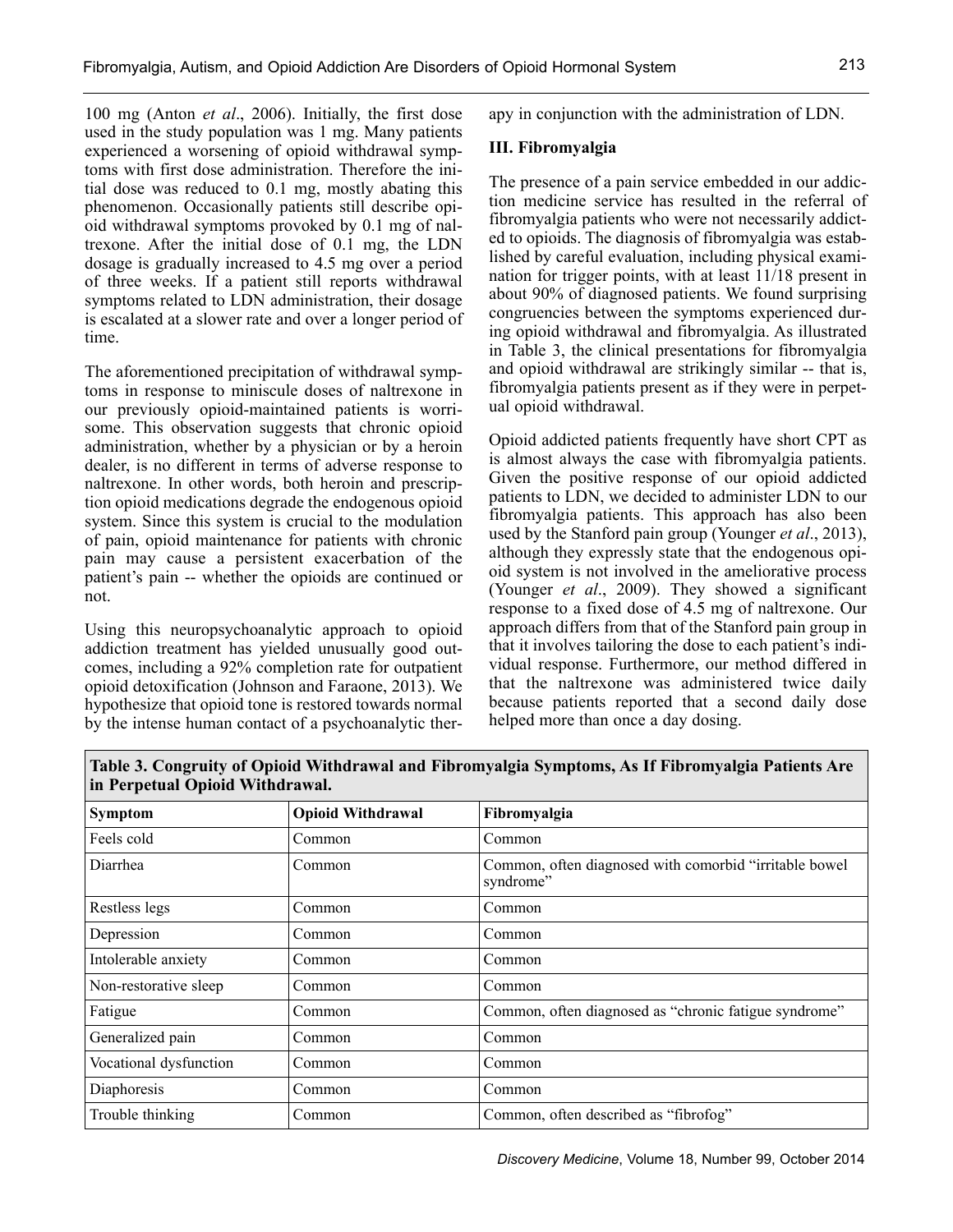100 mg (Anton *et al*., 2006). Initially, the first dose used in the study population was 1 mg. Many patients experienced a worsening of opioid withdrawal symptoms with first dose administration. Therefore the initial dose was reduced to 0.1 mg, mostly abating this phenomenon. Occasionally patients still describe opioid withdrawal symptoms provoked by 0.1 mg of naltrexone. After the initial dose of 0.1 mg, the LDN dosage is gradually increased to 4.5 mg over a period of three weeks. If a patient still reports withdrawal symptoms related to LDN administration, their dosage is escalated at a slower rate and over a longer period of time.

The aforementioned precipitation of withdrawal symptoms in response to miniscule doses of naltrexone in our previously opioid-maintained patients is worrisome. This observation suggests that chronic opioid administration, whether by a physician or by a heroin dealer, is no different in terms of adverse response to naltrexone. In other words, both heroin and prescription opioid medications degrade the endogenous opioid system. Since this system is crucial to the modulation of pain, opioid maintenance for patients with chronic pain may cause a persistent exacerbation of the patient's pain -- whether the opioids are continued or not.

Using this neuropsychoanalytic approach to opioid addiction treatment has yielded unusually good outcomes, including a 92% completion rate for outpatient opioid detoxification (Johnson and Faraone, 2013). We hypothesize that opioid tone is restored towards normal by the intense human contact of a psychoanalytic therapy in conjunction with the administration of LDN.

### III. Fibromyalgia

The presence of a pain service embedded in our addiction medicine service has resulted in the referral of fibromyalgia patients who were not necessarily addicted to opioids. The diagnosis of fibromyalgia was established by careful evaluation, including physical examination for trigger points, with at least 11/18 present in about 90% of diagnosed patients. We found surprising congruencies between the symptoms experienced during opioid withdrawal and fibromyalgia. As illustrated in Table 3, the clinical presentations for fibromyalgia and opioid withdrawal are strikingly similar -- that is, fibromyalgia patients present as if they were in perpetual opioid withdrawal.

Opioid addicted patients frequently have short CPT as is almost always the case with fibromyalgia patients. Given the positive response of our opioid addicted patients to LDN, we decided to administer LDN to our fibromyalgia patients. This approach has also been used by the Stanford pain group (Younger *et al*., 2013), although they expressly state that the endogenous opioid system is not involved in the ameliorative process (Younger *et al*., 2009). They showed a significant response to a fixed dose of 4.5 mg of naltrexone. Our approach differs from that of the Stanford pain group in that it involves tailoring the dose to each patient's individual response. Furthermore, our method differed in that the naltrexone was administered twice daily because patients reported that a second daily dose helped more than once a day dosing.

**Table 3. Congruity of Opioid Withdrawal and Fibromyalgia Symptoms, As If Fibromyalgia Patients Are in Perpetual Opioid Withdrawal.**

| Symptom | Opioid Withdrawal | Fibromyalgia |
|---|---|---|
| Feels cold | Common | Common |
| Diarrhea | Common | Common, often diagnosed with comorbid "irritable bowel syndrome" |
| Restless legs | Common | Common |
| Depression | Common | Common |
| Intolerable anxiety | Common | Common |
| Non-restorative sleep | Common | Common |
| Fatigue | Common | Common, often diagnosed as "chronic fatigue syndrome" |
| Generalized pain | Common | Common |
| Vocational dysfunction | Common | Common |
| Diaphoresis | Common | Common |
| Trouble thinking | Common | Common, often described as "fibrofog" |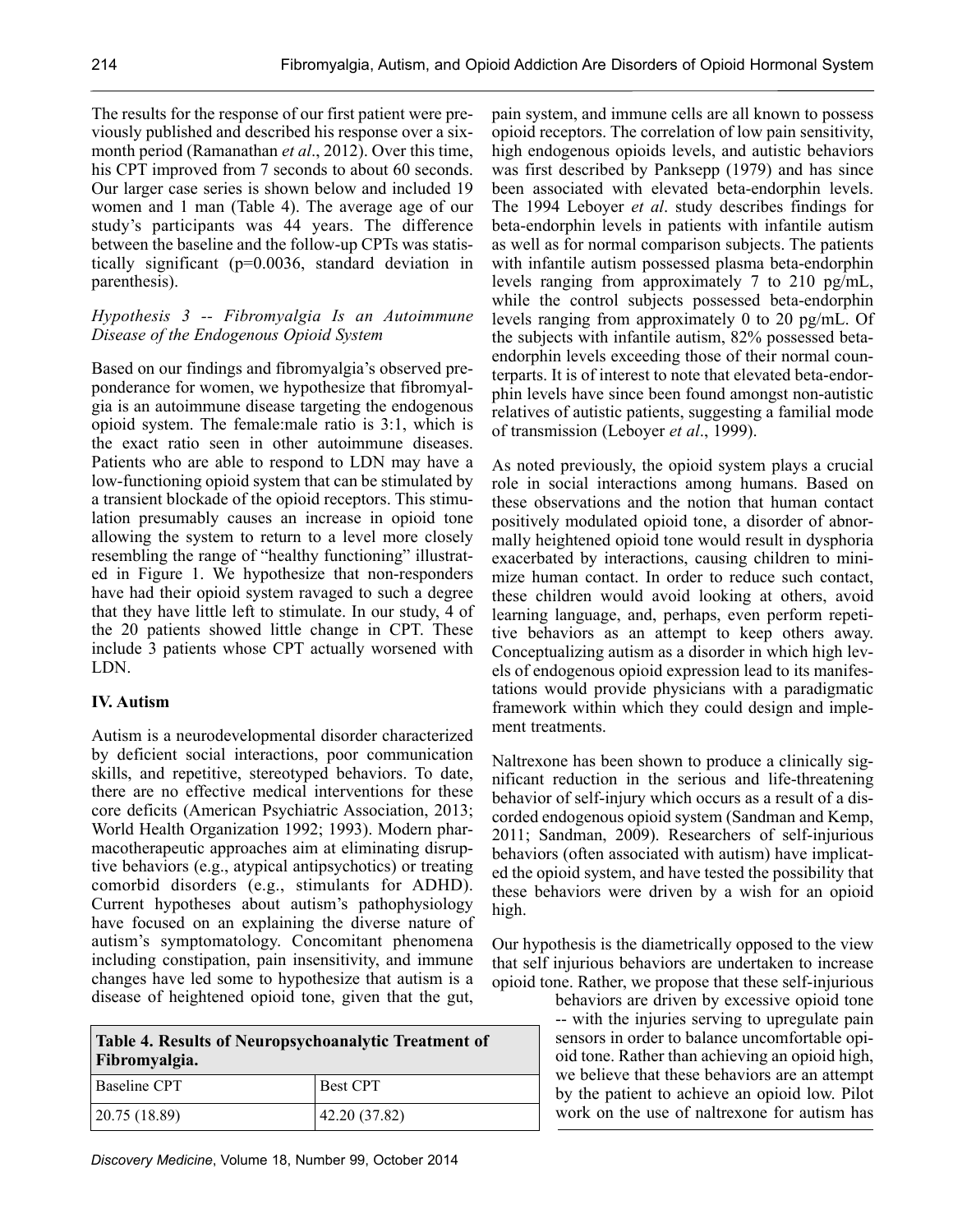The results for the response of our first patient were previously published and described his response over a six-month period (Ramanathan *et al*., 2012). Over this time, his CPT improved from 7 seconds to about 60 seconds. Our larger case series is shown below and included 19 women and 1 man (Table 4). The average age of our study's participants was 44 years. The difference between the baseline and the follow-up CPTs was statistically significant ($p=0.0036$, standard deviation in parenthesis).

*Hypothesis 3 -- Fibromyalgia Is an Autoimmune Disease of the Endogenous Opioid System*

Based on our findings and fibromyalgia's observed preponderance for women, we hypothesize that fibromyalgia is an autoimmune disease targeting the endogenous opioid system. The female:male ratio is 3:1, which is the exact ratio seen in other autoimmune diseases. Patients who are able to respond to LDN may have a low-functioning opioid system that can be stimulated by a transient blockade of the opioid receptors. This stimulation presumably causes an increase in opioid tone allowing the system to return to a level more closely resembling the range of "healthy functioning" illustrated in Figure 1. We hypothesize that non-responders have had their opioid system ravaged to such a degree that they have little left to stimulate. In our study, 4 of the 20 patients showed little change in CPT. These include 3 patients whose CPT actually worsened with LDN.

## IV. Autism

Autism is a neurodevelopmental disorder characterized by deficient social interactions, poor communication skills, and repetitive, stereotyped behaviors. To date, there are no effective medical interventions for these core deficits (American Psychiatric Association, 2013; World Health Organization 1992; 1993). Modern pharmacotherapeutic approaches aim at eliminating disruptive behaviors (e.g., atypical antipsychotics) or treating comorbid disorders (e.g., stimulants for ADHD). Current hypotheses about autism's pathophysiology have focused on an explaining the diverse nature of autism's symptomatology. Concomitant phenomena including constipation, pain insensitivity, and immune changes have led some to hypothesize that autism is a disease of heightened opioid tone, given that the gut, pain system, and immune cells are all known to possess opioid receptors. The correlation of low pain sensitivity, high endogenous opioids levels, and autistic behaviors was first described by Panksepp (1979) and has since been associated with elevated beta-endorphin levels. The 1994 Leboyer *et al*. study describes findings for beta-endorphin levels in patients with infantile autism as well as for normal comparison subjects. The patients with infantile autism possessed plasma beta-endorphin levels ranging from approximately 7 to 210 pg/mL, while the control subjects possessed beta-endorphin levels ranging from approximately 0 to 20 pg/mL. Of the subjects with infantile autism, 82% possessed beta-endorphin levels exceeding those of their normal counterparts. It is of interest to note that elevated beta-endorphin levels have since been found amongst non-autistic relatives of autistic patients, suggesting a familial mode of transmission (Leboyer *et al*., 1999).

As noted previously, the opioid system plays a crucial role in social interactions among humans. Based on these observations and the notion that human contact positively modulated opioid tone, a disorder of abnormally heightened opioid tone would result in dysphoria exacerbated by interactions, causing children to minimize human contact. In order to reduce such contact, these children would avoid looking at others, avoid learning language, and, perhaps, even perform repetitive behaviors as an attempt to keep others away. Conceptualizing autism as a disorder in which high levels of endogenous opioid expression lead to its manifestations would provide physicians with a paradigmatic framework within which they could design and implement treatments.

Naltrexone has been shown to produce a clinically significant reduction in the serious and life-threatening behavior of self-injury which occurs as a result of a discorded endogenous opioid system (Sandman and Kemp, 2011; Sandman, 2009). Researchers of self-injurious behaviors (often associated with autism) have implicated the opioid system, and have tested the possibility that these behaviors were driven by a wish for an opioid high.

Our hypothesis is the diametrically opposed to the view that self injurious behaviors are undertaken to increase opioid tone. Rather, we propose that these self-injurious behaviors are driven by excessive opioid tone -- with the injuries serving to upregulate pain sensors in order to balance uncomfortable opioid tone. Rather than achieving an opioid high, we believe that these behaviors are an attempt by the patient to achieve an opioid low. Pilot work on the use of naltrexone for autism has

**Table 4. Results of Neuropsychoanalytic Treatment of Fibromyalgia.**

| Baseline CPT | Best CPT |
|---|---|
| 20.75 (18.89) | 42.20 (37.82) |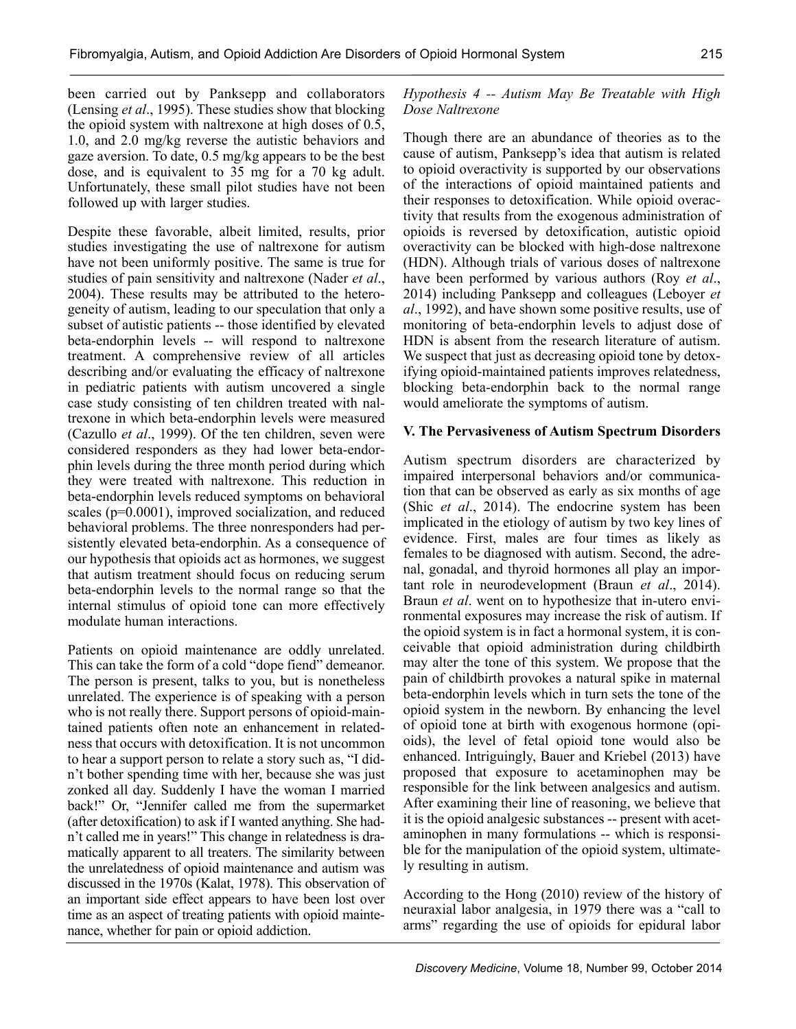been carried out by Panksepp and collaborators (Lensing *et al*., 1995). These studies show that blocking the opioid system with naltrexone at high doses of 0.5, 1.0, and 2.0 mg/kg reverse the autistic behaviors and gaze aversion. To date, 0.5 mg/kg appears to be the best dose, and is equivalent to 35 mg for a 70 kg adult. Unfortunately, these small pilot studies have not been followed up with larger studies.

Despite these favorable, albeit limited, results, prior studies investigating the use of naltrexone for autism have not been uniformly positive. The same is true for studies of pain sensitivity and naltrexone (Nader *et al*., 2004). These results may be attributed to the heterogeneity of autism, leading to our speculation that only a subset of autistic patients -- those identified by elevated beta-endorphin levels -- will respond to naltrexone treatment. A comprehensive review of all articles describing and/or evaluating the efficacy of naltrexone in pediatric patients with autism uncovered a single case study consisting of ten children treated with naltrexone in which beta-endorphin levels were measured (Cazullo *et al*., 1999). Of the ten children, seven were considered responders as they had lower beta-endorphin levels during the three month period during which they were treated with naltrexone. This reduction in beta-endorphin levels reduced symptoms on behavioral scales ($p=0.0001$), improved socialization, and reduced behavioral problems. The three nonresponders had persistently elevated beta-endorphin. As a consequence of our hypothesis that opioids act as hormones, we suggest that autism treatment should focus on reducing serum beta-endorphin levels to the normal range so that the internal stimulus of opioid tone can more effectively modulate human interactions.

Patients on opioid maintenance are oddly unrelated. This can take the form of a cold "dope fiend" demeanor. The person is present, talks to you, but is nonetheless unrelated. The experience is of speaking with a person who is not really there. Support persons of opioid-maintained patients often note an enhancement in relatedness that occurs with detoxification. It is not uncommon to hear a support person to relate a story such as, "I didn't bother spending time with her, because she was just zonked all day. Suddenly I have the woman I married back!" Or, "Jennifer called me from the supermarket (after detoxification) to ask if I wanted anything. She hadn't called me in years!" This change in relatedness is dramatically apparent to all treaters. The similarity between the unrelatedness of opioid maintenance and autism was discussed in the 1970s (Kalat, 1978). This observation of an important side effect appears to have been lost over time as an aspect of treating patients with opioid maintenance, whether for pain or opioid addiction.

### *Hypothesis 4 -- Autism May Be Treatable with High Dose Naltrexone*

Though there are an abundance of theories as to the cause of autism, Panksepp's idea that autism is related to opioid overactivity is supported by our observations of the interactions of opioid maintained patients and their responses to detoxification. While opioid overactivity that results from the exogenous administration of opioids is reversed by detoxification, autistic opioid overactivity can be blocked with high-dose naltrexone (HDN). Although trials of various doses of naltrexone have been performed by various authors (Roy *et al*., 2014) including Panksepp and colleagues (Leboyer *et al*., 1992), and have shown some positive results, use of monitoring of beta-endorphin levels to adjust dose of HDN is absent from the research literature of autism. We suspect that just as decreasing opioid tone by detoxifying opioid-maintained patients improves relatedness, blocking beta-endorphin back to the normal range would ameliorate the symptoms of autism.

## V. The Pervasiveness of Autism Spectrum Disorders

Autism spectrum disorders are characterized by impaired interpersonal behaviors and/or communication that can be observed as early as six months of age (Shic *et al*., 2014). The endocrine system has been implicated in the etiology of autism by two key lines of evidence. First, males are four times as likely as females to be diagnosed with autism. Second, the adrenal, gonadal, and thyroid hormones all play an important role in neurodevelopment (Braun *et al*., 2014). Braun *et al*. went on to hypothesize that in-utero environmental exposures may increase the risk of autism. If the opioid system is in fact a hormonal system, it is conceivable that opioid administration during childbirth may alter the tone of this system. We propose that the pain of childbirth provokes a natural spike in maternal beta-endorphin levels which in turn sets the tone of the opioid system in the newborn. By enhancing the level of opioid tone at birth with exogenous hormone (opioids), the level of fetal opioid tone would also be enhanced. Intriguingly, Bauer and Kriebel (2013) have proposed that exposure to acetaminophen may be responsible for the link between analgesics and autism. After examining their line of reasoning, we believe that it is the opioid analgesic substances -- present with acetaminophen in many formulations -- which is responsible for the manipulation of the opioid system, ultimately resulting in autism.

According to the Hong (2010) review of the history of neuraxial labor analgesia, in 1979 there was a "call to arms" regarding the use of opioids for epidural labor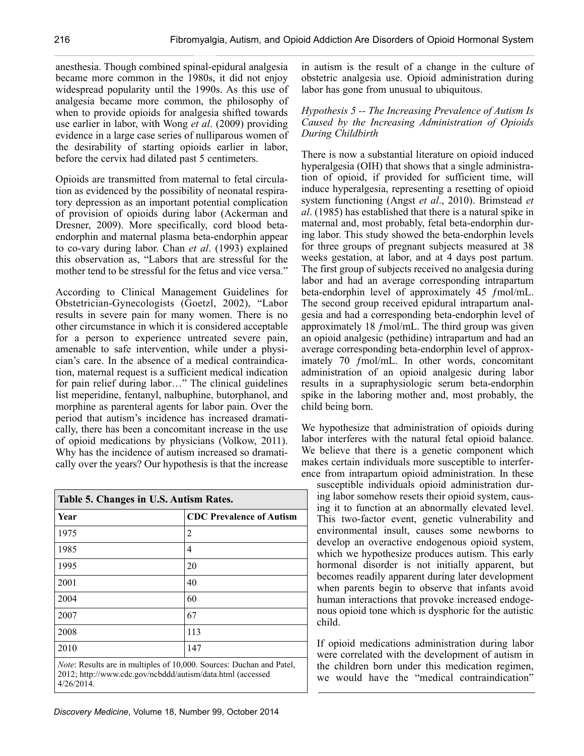anesthesia. Though combined spinal-epidural analgesia became more common in the 1980s, it did not enjoy widespread popularity until the 1990s. As this use of analgesia became more common, the philosophy of when to provide opioids for analgesia shifted towards use earlier in labor, with Wong *et al*. (2009) providing evidence in a large case series of nulliparous women of the desirability of starting opioids earlier in labor, before the cervix had dilated past 5 centimeters.

Opioids are transmitted from maternal to fetal circulation as evidenced by the possibility of neonatal respiratory depression as an important potential complication of provision of opioids during labor (Ackerman and Dresner, 2009). More specifically, cord blood beta-endorphin and maternal plasma beta-endorphin appear to co-vary during labor. Chan *et al*. (1993) explained this observation as, "Labors that are stressful for the mother tend to be stressful for the fetus and vice versa."

According to Clinical Management Guidelines for Obstetrician-Gynecologists (Goetzl, 2002), "Labor results in severe pain for many women. There is no other circumstance in which it is considered acceptable for a person to experience untreated severe pain, amenable to safe intervention, while under a physician's care. In the absence of a medical contraindication, maternal request is a sufficient medical indication for pain relief during labor…" The clinical guidelines list meperidine, fentanyl, nalbuphine, butorphanol, and morphine as parenteral agents for labor pain. Over the period that autism's incidence has increased dramatically, there has been a concomitant increase in the use of opioid medications by physicians (Volkow, 2011). Why has the incidence of autism increased so dramatically over the years? Our hypothesis is that the increase in autism is the result of a change in the culture of obstetric analgesia use. Opioid administration during labor has gone from unusual to ubiquitous.

**Table 5. Changes in U.S. Autism Rates.**

| Year | CDC Prevalence of Autism |
| --- | --- |
| 1975 | 2 |
| 1985 | 4 |
| 1995 | 20 |
| 2001 | 40 |
| 2004 | 60 |
| 2007 | 67 |
| 2008 | 113 |
| 2010 | 147 |

*Note*: Results are in multiples of 10,000. Sources: Duchan and Patel, 2012; http://www.cdc.gov/ncbddd/autism/data.html (accessed 4/26/2014.

### *Hypothesis 5 -- The Increasing Prevalence of Autism Is Caused by the Increasing Administration of Opioids During Childbirth*

There is now a substantial literature on opioid induced hyperalgesia (OIH) that shows that a single administration of opioid, if provided for sufficient time, will induce hyperalgesia, representing a resetting of opioid system functioning (Angst *et al*., 2010). Brimstead *et al*. (1985) has established that there is a natural spike in maternal and, most probably, fetal beta-endorphin during labor. This study showed the beta-endorphin levels for three groups of pregnant subjects measured at 38 weeks gestation, at labor, and at 4 days post partum. The first group of subjects received no analgesia during labor and had an average corresponding intrapartum beta-endorphin level of approximately 45 *f*mol/mL. The second group received epidural intrapartum analgesia and had a corresponding beta-endorphin level of approximately 18 *f*mol/mL. The third group was given an opioid analgesic (pethidine) intrapartum and had an average corresponding beta-endorphin level of approximately 70 *f*mol/mL. In other words, concomitant administration of an opioid analgesic during labor results in a supraphysiologic serum beta-endorphin spike in the laboring mother and, most probably, the child being born.

We hypothesize that administration of opioids during labor interferes with the natural fetal opioid balance. We believe that there is a genetic component which makes certain individuals more susceptible to interference from intrapartum opioid administration. In these susceptible individuals opioid administration during labor somehow resets their opioid system, causing it to function at an abnormally elevated level. This two-factor event, genetic vulnerability and environmental insult, causes some newborns to develop an overactive endogenous opioid system, which we hypothesize produces autism. This early hormonal disorder is not initially apparent, but becomes readily apparent during later development when parents begin to observe that infants avoid human interactions that provoke increased endogenous opioid tone which is dysphoric for the autistic child.

If opioid medications administration during labor were correlated with the development of autism in the children born under this medication regimen, we would have the "medical contraindication"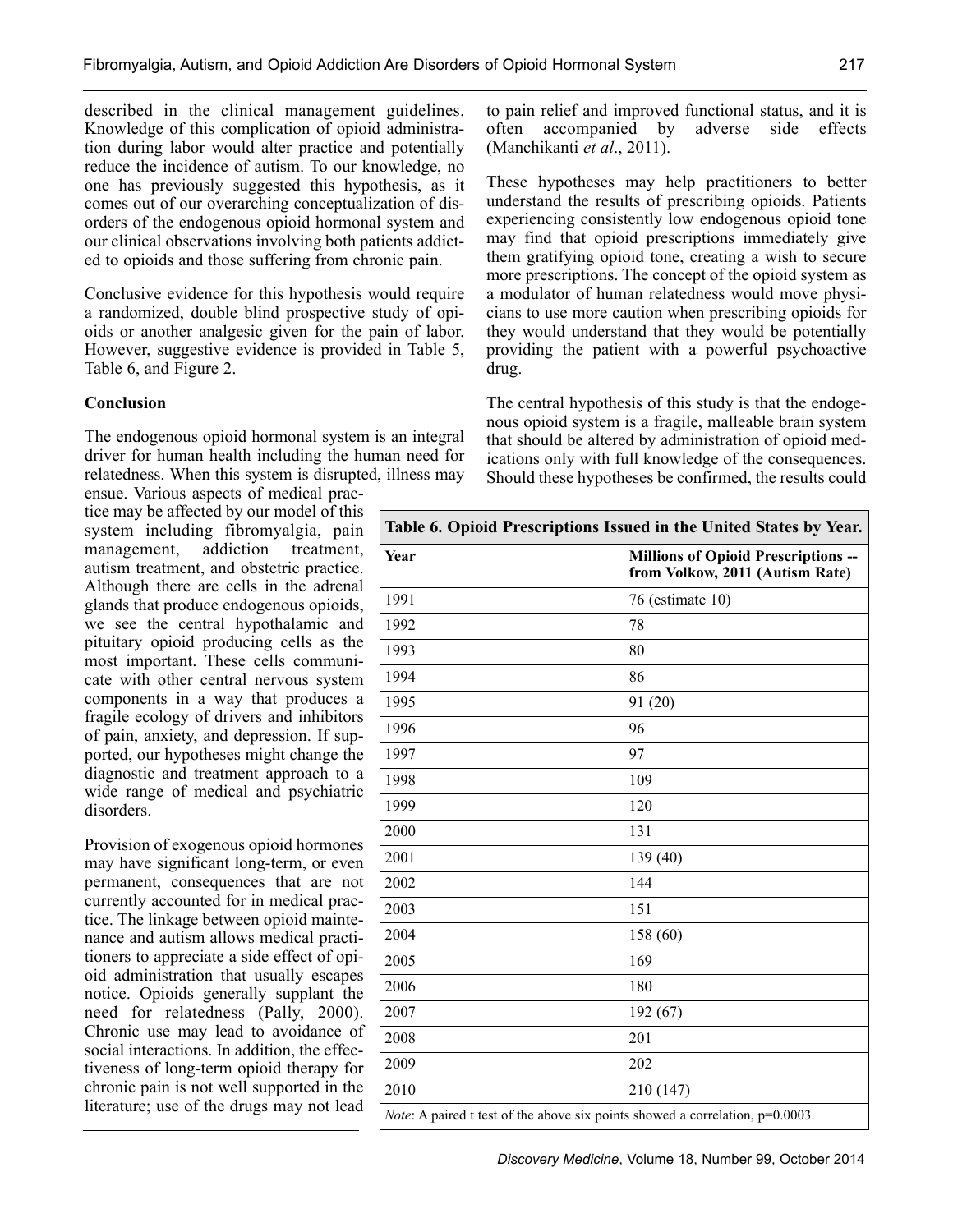described in the clinical management guidelines. Knowledge of this complication of opioid administration during labor would alter practice and potentially reduce the incidence of autism. To our knowledge, no one has previously suggested this hypothesis, as it comes out of our overarching conceptualization of disorders of the endogenous opioid hormonal system and our clinical observations involving both patients addicted to opioids and those suffering from chronic pain.

Conclusive evidence for this hypothesis would require a randomized, double blind prospective study of opioids or another analgesic given for the pain of labor. However, suggestive evidence is provided in Table 5, Table 6, and Figure 2.

**Conclusion**

The endogenous opioid hormonal system is an integral driver for human health including the human need for relatedness. When this system is disrupted, illness may ensue. Various aspects of medical practice may be affected by our model of this system including fibromyalgia, pain management, addiction treatment, autism treatment, and obstetric practice. Although there are cells in the adrenal glands that produce endogenous opioids, we see the central hypothalamic and pituitary opioid producing cells as the most important. These cells communicate with other central nervous system components in a way that produces a fragile ecology of drivers and inhibitors of pain, anxiety, and depression. If supported, our hypotheses might change the diagnostic and treatment approach to a wide range of medical and psychiatric disorders.

Provision of exogenous opioid hormones may have significant long-term, or even permanent, consequences that are not currently accounted for in medical practice. The linkage between opioid maintenance and autism allows medical practitioners to appreciate a side effect of opioid administration that usually escapes notice. Opioids generally supplant the need for relatedness (Pally, 2000). Chronic use may lead to avoidance of social interactions. In addition, the effectiveness of long-term opioid therapy for chronic pain is not well supported in the literature; use of the drugs may not lead to pain relief and improved functional status, and it is often accompanied by adverse side effects (Manchikanti *et al*., 2011).

These hypotheses may help practitioners to better understand the results of prescribing opioids. Patients experiencing consistently low endogenous opioid tone may find that opioid prescriptions immediately give them gratifying opioid tone, creating a wish to secure more prescriptions. The concept of the opioid system as a modulator of human relatedness would move physicians to use more caution when prescribing opioids for they would understand that they would be potentially providing the patient with a powerful psychoactive drug.

The central hypothesis of this study is that the endogenous opioid system is a fragile, malleable brain system that should be altered by administration of opioid medications only with full knowledge of the consequences. Should these hypotheses be confirmed, the results could

**Table 6. Opioid Prescriptions Issued in the United States by Year.**

| Year | Millions of Opioid Prescriptions -- from Volkow, 2011 (Autism Rate) |
|---|---|
| 1991 | 76 (estimate 10) |
| 1992 | 78 |
| 1993 | 80 |
| 1994 | 86 |
| 1995 | 91 (20) |
| 1996 | 96 |
| 1997 | 97 |
| 1998 | 109 |
| 1999 | 120 |
| 2000 | 131 |
| 2001 | 139 (40) |
| 2002 | 144 |
| 2003 | 151 |
| 2004 | 158 (60) |
| 2005 | 169 |
| 2006 | 180 |
| 2007 | 192 (67) |
| 2008 | 201 |
| 2009 | 202 |
| 2010 | 210 (147) |

*Note*: A paired t test of the above six points showed a correlation, $p=0.0003$.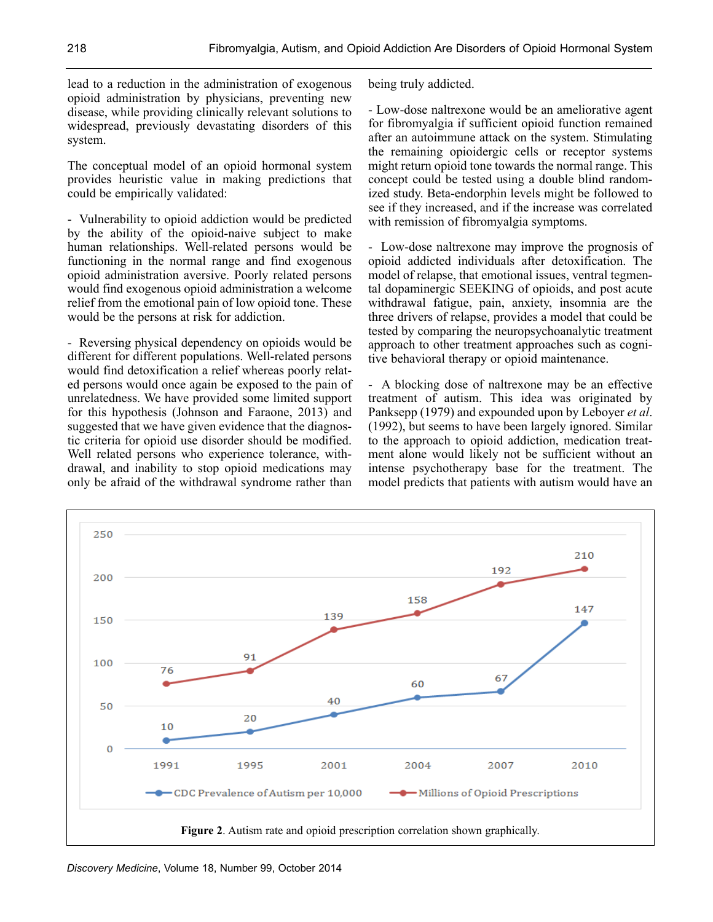lead to a reduction in the administration of exogenous opioid administration by physicians, preventing new disease, while providing clinically relevant solutions to widespread, previously devastating disorders of this system.

The conceptual model of an opioid hormonal system provides heuristic value in making predictions that could be empirically validated:

- Vulnerability to opioid addiction would be predicted by the ability of the opioid-naive subject to make human relationships. Well-related persons would be functioning in the normal range and find exogenous opioid administration aversive. Poorly related persons would find exogenous opioid administration a welcome relief from the emotional pain of low opioid tone. These would be the persons at risk for addiction.

- Reversing physical dependency on opioids would be different for different populations. Well-related persons would find detoxification a relief whereas poorly related persons would once again be exposed to the pain of unrelatedness. We have provided some limited support for this hypothesis (Johnson and Faraone, 2013) and suggested that we have given evidence that the diagnostic criteria for opioid use disorder should be modified. Well related persons who experience tolerance, withdrawal, and inability to stop opioid medications may only be afraid of the withdrawal syndrome rather than being truly addicted.

- Low-dose naltrexone would be an ameliorative agent for fibromyalgia if sufficient opioid function remained after an autoimmune attack on the system. Stimulating the remaining opioidergic cells or receptor systems might return opioid tone towards the normal range. This concept could be tested using a double blind randomized study. Beta-endorphin levels might be followed to see if they increased, and if the increase was correlated with remission of fibromyalgia symptoms.

- Low-dose naltrexone may improve the prognosis of opioid addicted individuals after detoxification. The model of relapse, that emotional issues, ventral tegmental dopaminergic SEEKING of opioids, and post acute withdrawal fatigue, pain, anxiety, insomnia are the three drivers of relapse, provides a model that could be tested by comparing the neuropsychoanalytic treatment approach to other treatment approaches such as cognitive behavioral therapy or opioid maintenance.

- A blocking dose of naltrexone may be an effective treatment of autism. This idea was originated by Panksepp (1979) and expounded upon by Leboyer *et al*. (1992), but seems to have been largely ignored. Similar to the approach to opioid addiction, medication treatment alone would likely not be sufficient without an intense psychotherapy base for the treatment. The model predicts that patients with autism would have an

250
200
150
100
50
0

1991 1995 2001 2004 2007 2010

Millions of Opioid Prescriptions: 76, 91, 139, 158, 192, 210

CDC Prevalence of Autism per 10,000: 10, 20, 40, 60, 67, 147

**Figure 2**. Autism rate and opioid prescription correlation shown graphically.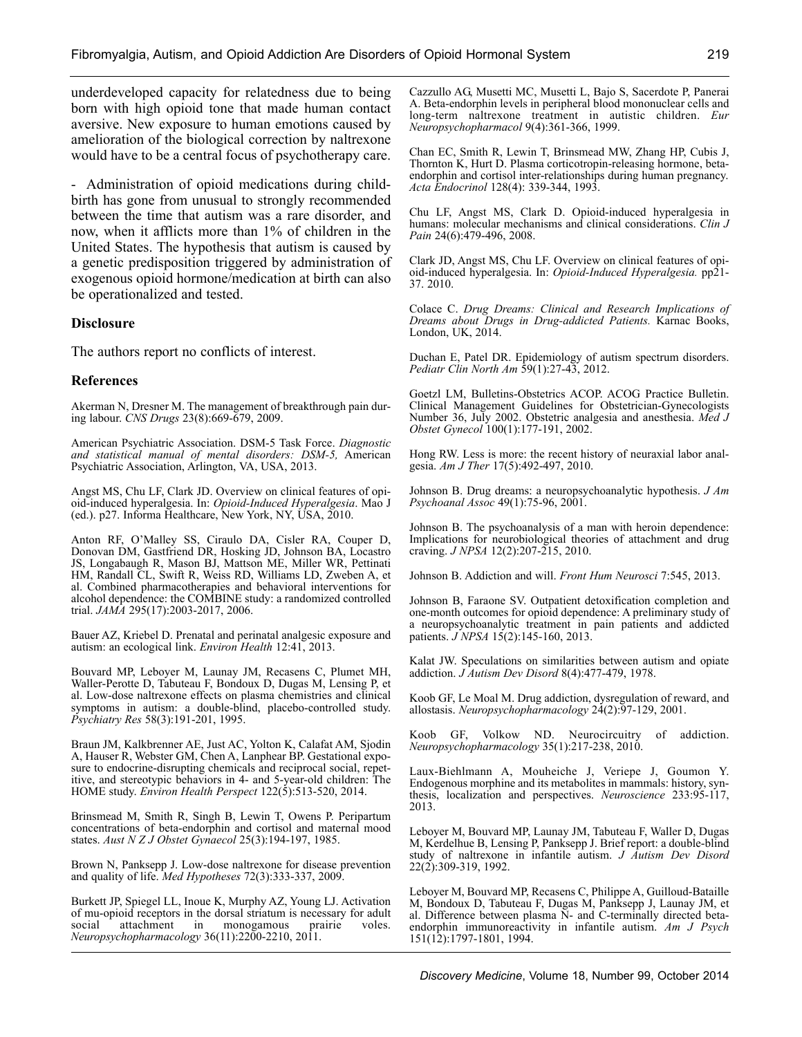underdeveloped capacity for relatedness due to being born with high opioid tone that made human contact aversive. New exposure to human emotions caused by amelioration of the biological correction by naltrexone would have to be a central focus of psychotherapy care.

- Administration of opioid medications during childbirth has gone from unusual to strongly recommended between the time that autism was a rare disorder, and now, when it afflicts more than 1% of children in the United States. The hypothesis that autism is caused by a genetic predisposition triggered by administration of exogenous opioid hormone/medication at birth can also be operationalized and tested.

### Disclosure

The authors report no conflicts of interest.

### References

Akerman N, Dresner M. The management of breakthrough pain during labour. *CNS Drugs* 23(8):669-679, 2009.

American Psychiatric Association. DSM-5 Task Force. *Diagnostic and statistical manual of mental disorders: DSM-5,* American Psychiatric Association, Arlington, VA, USA, 2013.

Angst MS, Chu LF, Clark JD. Overview on clinical features of opioid-induced hyperalgesia. In: *Opioid-Induced Hyperalgesia*. Mao J (ed.). p27. Informa Healthcare, New York, NY, USA, 2010.

Anton RF, O'Malley SS, Ciraulo DA, Cisler RA, Couper D, Donovan DM, Gastfriend DR, Hosking JD, Johnson BA, Locastro JS, Longabaugh R, Mason BJ, Mattson ME, Miller WR, Pettinati HM, Randall CL, Swift R, Weiss RD, Williams LD, Zweben A, et al. Combined pharmacotherapies and behavioral interventions for alcohol dependence: the COMBINE study: a randomized controlled trial. *JAMA* 295(17):2003-2017, 2006.

Bauer AZ, Kriebel D. Prenatal and perinatal analgesic exposure and autism: an ecological link. *Environ Health* 12:41, 2013.

Bouvard MP, Leboyer M, Launay JM, Recasens C, Plumet MH, Waller-Perotte D, Tabuteau F, Bondoux D, Dugas M, Lensing P, et al. Low-dose naltrexone effects on plasma chemistries and clinical symptoms in autism: a double-blind, placebo-controlled study. *Psychiatry Res* 58(3):191-201, 1995.

Braun JM, Kalkbrenner AE, Just AC, Yolton K, Calafat AM, Sjodin A, Hauser R, Webster GM, Chen A, Lanphear BP. Gestational exposure to endocrine-disrupting chemicals and reciprocal social, repetitive, and stereotypic behaviors in 4- and 5-year-old children: The HOME study. *Environ Health Perspect* 122(5):513-520, 2014.

Brinsmead M, Smith R, Singh B, Lewin T, Owens P. Peripartum concentrations of beta-endorphin and cortisol and maternal mood states. *Aust N Z J Obstet Gynaecol* 25(3):194-197, 1985.

Brown N, Panksepp J. Low-dose naltrexone for disease prevention and quality of life. *Med Hypotheses* 72(3):333-337, 2009.

Burkett JP, Spiegel LL, Inoue K, Murphy AZ, Young LJ. Activation of mu-opioid receptors in the dorsal striatum is necessary for adult social attachment in monogamous prairie voles. *Neuropsychopharmacology* 36(11):2200-2210, 2011.

Cazzullo AG, Musetti MC, Musetti L, Bajo S, Sacerdote P, Panerai A. Beta-endorphin levels in peripheral blood mononuclear cells and long-term naltrexone treatment in autistic children. *Eur Neuropsychopharmacol* 9(4):361-366, 1999.

Chan EC, Smith R, Lewin T, Brinsmead MW, Zhang HP, Cubis J, Thornton K, Hurt D. Plasma corticotropin-releasing hormone, beta-endorphin and cortisol inter-relationships during human pregnancy. *Acta Endocrinol* 128(4): 339-344, 1993.

Chu LF, Angst MS, Clark D. Opioid-induced hyperalgesia in humans: molecular mechanisms and clinical considerations. *Clin J Pain* 24(6):479-496, 2008.

Clark JD, Angst MS, Chu LF. Overview on clinical features of opioid-induced hyperalgesia. In: *Opioid-Induced Hyperalgesia.* pp21-37. 2010.

Colace C. *Drug Dreams: Clinical and Research Implications of Dreams about Drugs in Drug-addicted Patients.* Karnac Books, London, UK, 2014.

Duchan E, Patel DR. Epidemiology of autism spectrum disorders. *Pediatr Clin North Am* 59(1):27-43, 2012.

Goetzl LM, Bulletins-Obstetrics ACOP. ACOG Practice Bulletin. Clinical Management Guidelines for Obstetrician-Gynecologists Number 36, July 2002. Obstetric analgesia and anesthesia. *Med J Obstet Gynecol* 100(1):177-191, 2002.

Hong RW. Less is more: the recent history of neuraxial labor analgesia. *Am J Ther* 17(5):492-497, 2010.

Johnson B. Drug dreams: a neuropsychoanalytic hypothesis. *J Am Psychoanal Assoc* 49(1):75-96, 2001.

Johnson B. The psychoanalysis of a man with heroin dependence: Implications for neurobiological theories of attachment and drug craving. *J NPSA* 12(2):207-215, 2010.

Johnson B. Addiction and will. *Front Hum Neurosci* 7:545, 2013.

Johnson B, Faraone SV. Outpatient detoxification completion and one-month outcomes for opioid dependence: A preliminary study of a neuropsychoanalytic treatment in pain patients and addicted patients. *J NPSA* 15(2):145-160, 2013.

Kalat JW. Speculations on similarities between autism and opiate addiction. *J Autism Dev Disord* 8(4):477-479, 1978.

Koob GF, Le Moal M. Drug addiction, dysregulation of reward, and allostasis. *Neuropsychopharmacology* 24(2):97-129, 2001.

Koob GF, Volkow ND. Neurocircuitry of addiction. *Neuropsychopharmacology* 35(1):217-238, 2010.

Laux-Biehlmann A, Mouheiche J, Veriepe J, Goumon Y. Endogenous morphine and its metabolites in mammals: history, synthesis, localization and perspectives. *Neuroscience* 233:95-117, 2013.

Leboyer M, Bouvard MP, Launay JM, Tabuteau F, Waller D, Dugas M, Kerdelhue B, Lensing P, Panksepp J. Brief report: a double-blind study of naltrexone in infantile autism. *J Autism Dev Disord* 22(2):309-319, 1992.

Leboyer M, Bouvard MP, Recasens C, Philippe A, Guilloud-Bataille M, Bondoux D, Tabuteau F, Dugas M, Panksepp J, Launay JM, et al. Difference between plasma N- and C-terminally directed beta-endorphin immunoreactivity in infantile autism. *Am J Psych* 151(12):1797-1801, 1994.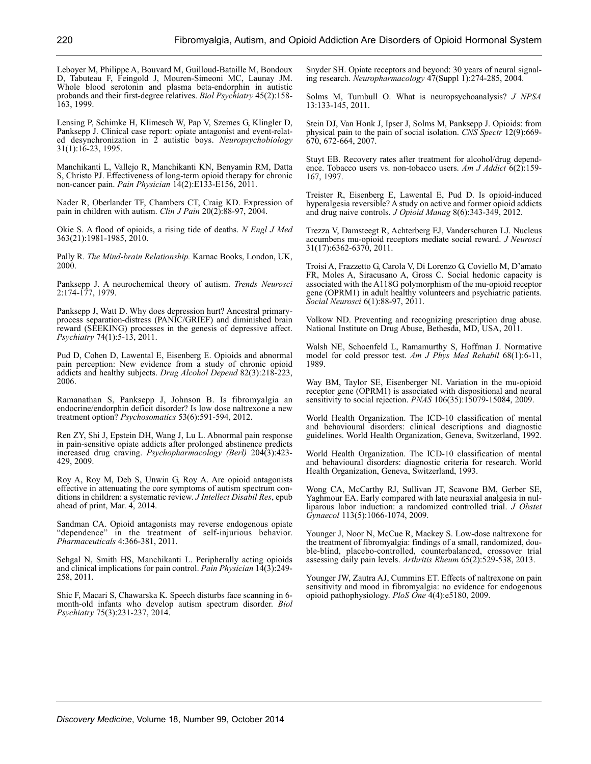Leboyer M, Philippe A, Bouvard M, Guilloud-Bataille M, Bondoux D, Tabuteau F, Feingold J, Mouren-Simeoni MC, Launay JM. Whole blood serotonin and plasma beta-endorphin in autistic probands and their first-degree relatives. *Biol Psychiatry* 45(2):158-163, 1999.

Lensing P, Schimke H, Klimesch W, Pap V, Szemes G, Klingler D, Panksepp J. Clinical case report: opiate antagonist and event-related desynchronization in 2 autistic boys. *Neuropsychobiology* 31(1):16-23, 1995.

Manchikanti L, Vallejo R, Manchikanti KN, Benyamin RM, Datta S, Christo PJ. Effectiveness of long-term opioid therapy for chronic non-cancer pain. *Pain Physician* 14(2):E133-E156, 2011.

Nader R, Oberlander TF, Chambers CT, Craig KD. Expression of pain in children with autism. *Clin J Pain* 20(2):88-97, 2004.

Okie S. A flood of opioids, a rising tide of deaths. *N Engl J Med* 363(21):1981-1985, 2010.

Pally R. *The Mind-brain Relationship.* Karnac Books, London, UK, 2000.

Panksepp J. A neurochemical theory of autism. *Trends Neurosci* 2:174-177, 1979.

Panksepp J, Watt D. Why does depression hurt? Ancestral primary-process separation-distress (PANIC/GRIEF) and diminished brain reward (SEEKING) processes in the genesis of depressive affect. *Psychiatry* 74(1):5-13, 2011.

Pud D, Cohen D, Lawental E, Eisenberg E. Opioids and abnormal pain perception: New evidence from a study of chronic opioid addicts and healthy subjects. *Drug Alcohol Depend* 82(3):218-223, 2006.

Ramanathan S, Panksepp J, Johnson B. Is fibromyalgia an endocrine/endorphin deficit disorder? Is low dose naltrexone a new treatment option? *Psychosomatics* 53(6):591-594, 2012.

Ren ZY, Shi J, Epstein DH, Wang J, Lu L. Abnormal pain response in pain-sensitive opiate addicts after prolonged abstinence predicts increased drug craving. *Psychopharmacology (Berl)* 204(3):423-429, 2009.

Roy A, Roy M, Deb S, Unwin G, Roy A. Are opioid antagonists effective in attenuating the core symptoms of autism spectrum conditions in children: a systematic review. *J Intellect Disabil Res*, epub ahead of print, Mar. 4, 2014.

Sandman CA. Opioid antagonists may reverse endogenous opiate "dependence" in the treatment of self-injurious behavior. *Pharmaceuticals* 4:366-381, 2011.

Sehgal N, Smith HS, Manchikanti L. Peripherally acting opioids and clinical implications for pain control. *Pain Physician* 14(3):249-258, 2011.

Shic F, Macari S, Chawarska K. Speech disturbs face scanning in 6-month-old infants who develop autism spectrum disorder. *Biol Psychiatry* 75(3):231-237, 2014.

Snyder SH. Opiate receptors and beyond: 30 years of neural signaling research. *Neuropharmacology* 47(Suppl 1):274-285, 2004.

Solms M, Turnbull O. What is neuropsychoanalysis? *J NPSA* 13:133-145, 2011.

Stein DJ, Van Honk J, Ipser J, Solms M, Panksepp J. Opioids: from physical pain to the pain of social isolation. *CNS Spectr* 12(9):669-670, 672-664, 2007.

Stuyt EB. Recovery rates after treatment for alcohol/drug dependence. Tobacco users vs. non-tobacco users. *Am J Addict* 6(2):159-167, 1997.

Treister R, Eisenberg E, Lawental E, Pud D. Is opioid-induced hyperalgesia reversible? A study on active and former opioid addicts and drug naive controls. *J Opioid Manag* 8(6):343-349, 2012.

Trezza V, Damsteegt R, Achterberg EJ, Vanderschuren LJ. Nucleus accumbens mu-opioid receptors mediate social reward. *J Neurosci* 31(17):6362-6370, 2011.

Troisi A, Frazzetto G, Carola V, Di Lorenzo G, Coviello M, D'amato FR, Moles A, Siracusano A, Gross C. Social hedonic capacity is associated with the A118G polymorphism of the mu-opioid receptor gene (OPRM1) in adult healthy volunteers and psychiatric patients. *Social Neurosci* 6(1):88-97, 2011.

Volkow ND. Preventing and recognizing prescription drug abuse. National Institute on Drug Abuse, Bethesda, MD, USA, 2011.

Walsh NE, Schoenfeld L, Ramamurthy S, Hoffman J. Normative model for cold pressor test. *Am J Phys Med Rehabil* 68(1):6-11, 1989.

Way BM, Taylor SE, Eisenberger NI. Variation in the mu-opioid receptor gene (OPRM1) is associated with dispositional and neural sensitivity to social rejection. *PNAS* 106(35):15079-15084, 2009.

World Health Organization. The ICD-10 classification of mental and behavioural disorders: clinical descriptions and diagnostic guidelines. World Health Organization, Geneva, Switzerland, 1992.

World Health Organization. The ICD-10 classification of mental and behavioural disorders: diagnostic criteria for research. World Health Organization, Geneva, Switzerland, 1993.

Wong CA, McCarthy RJ, Sullivan JT, Scavone BM, Gerber SE, Yaghmour EA. Early compared with late neuraxial analgesia in nulliparous labor induction: a randomized controlled trial. *J Obstet Gynaecol* 113(5):1066-1074, 2009.

Younger J, Noor N, McCue R, Mackey S. Low-dose naltrexone for the treatment of fibromyalgia: findings of a small, randomized, double-blind, placebo-controlled, counterbalanced, crossover trial assessing daily pain levels. *Arthritis Rheum* 65(2):529-538, 2013.

Younger JW, Zautra AJ, Cummins ET. Effects of naltrexone on pain sensitivity and mood in fibromyalgia: no evidence for endogenous opioid pathophysiology. *PloS One* 4(4):e5180, 2009.